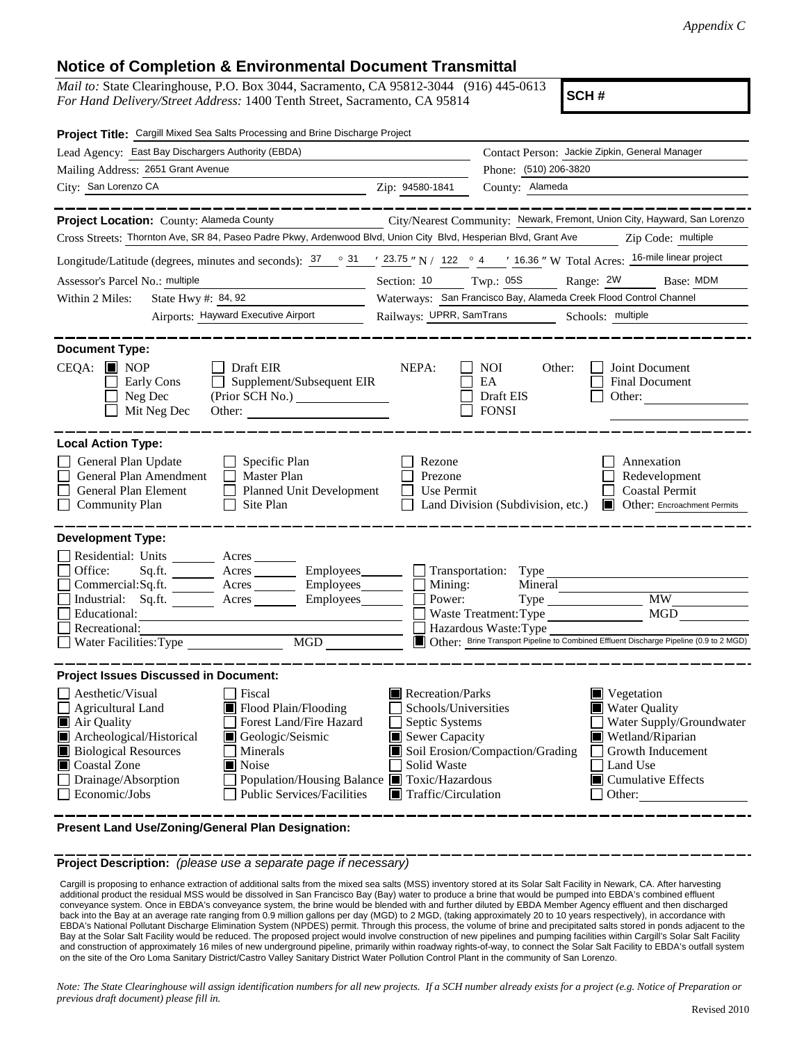*Appendix C*

# Notice of Completion & Environmental Document Transmittal

*Mail to:* State Clearinghouse, P.O. Box 3044, Sacramento, CA 95812-3044 (916) 445-0613
*For Hand Delivery/Street Address:* 1400 Tenth Street, Sacramento, CA 95814

**SCH #**

**Project Title:** Cargill Mixed Sea Salts Processing and Brine Discharge Project

Lead Agency: East Bay Dischargers Authority (EBDA) — Contact Person: Jackie Zipkin, General Manager

Mailing Address: 2651 Grant Avenue — Phone: (510) 206-3820

City: San Lorenzo CA — Zip: 94580-1841 — County: Alameda

---

**Project Location:** County: Alameda County — City/Nearest Community: Newark, Fremont, Union City, Hayward, San Lorenzo

Cross Streets: Thornton Ave, SR 84, Paseo Padre Pkwy, Ardenwood Blvd, Union City Blvd, Hesperian Blvd, Grant Ave — Zip Code: multiple

Longitude/Latitude (degrees, minutes and seconds): 37 ° 31 ′ 23.75 ″ N / 122 ° 4 ′ 16.36 ″ W Total Acres: 16-mile linear project

Assessor's Parcel No.: multiple — Section: 10 Twp.: 05S Range: 2W Base: MDM

Within 2 Miles: State Hwy #: 84, 92 — Waterways: San Francisco Bay, Alameda Creek Flood Control Channel

Airports: Hayward Executive Airport — Railways: UPRR, SamTrans — Schools: multiple

---

**Document Type:**

CEQA: ■ NOP ☐ Early Cons ☐ Neg Dec ☐ Mit Neg Dec ☐ Draft EIR ☐ Supplement/Subsequent EIR (Prior SCH No.) ______ Other: ______

NEPA: ☐ NOI ☐ EA ☐ Draft EIS ☐ FONSI

Other: ☐ Joint Document ☐ Final Document ☐ Other: ______

---

**Local Action Type:**

☐ General Plan Update ☐ General Plan Amendment ☐ General Plan Element ☐ Community Plan ☐ Specific Plan ☐ Master Plan ☐ Planned Unit Development ☐ Site Plan ☐ Rezone ☐ Prezone ☐ Use Permit ☐ Land Division (Subdivision, etc.) ☐ Annexation ☐ Redevelopment ☐ Coastal Permit ■ Other: Encroachment Permits

---

**Development Type:**

☐ Residential: Units ______ Acres ______
☐ Office: Sq.ft. ______ Acres ______ Employees ______
☐ Commercial: Sq.ft. ______ Acres ______ Employees ______
☐ Industrial: Sq.ft. ______ Acres ______ Employees ______
☐ Educational: ______
☐ Recreational: ______
☐ Water Facilities: Type ______ MGD ______
☐ Transportation: Type ______
☐ Mining: Mineral ______
☐ Power: Type ______ MW ______
☐ Waste Treatment: Type ______ MGD ______
☐ Hazardous Waste: Type ______
■ Other: Brine Transport Pipeline to Combined Effluent Discharge Pipeline (0.9 to 2 MGD)

---

**Project Issues Discussed in Document:**

☐ Aesthetic/Visual
☐ Agricultural Land
■ Air Quality
■ Archeological/Historical
■ Biological Resources
■ Coastal Zone
☐ Drainage/Absorption
☐ Economic/Jobs
☐ Fiscal
■ Flood Plain/Flooding
☐ Forest Land/Fire Hazard
■ Geologic/Seismic
☐ Minerals
■ Noise
☐ Population/Housing Balance
☐ Public Services/Facilities
■ Recreation/Parks
☐ Schools/Universities
☐ Septic Systems
■ Sewer Capacity
■ Soil Erosion/Compaction/Grading
☐ Solid Waste
■ Toxic/Hazardous
■ Traffic/Circulation
■ Vegetation
■ Water Quality
☐ Water Supply/Groundwater
■ Wetland/Riparian
☐ Growth Inducement
☐ Land Use
■ Cumulative Effects
☐ Other: ______

---

**Present Land Use/Zoning/General Plan Designation:**

---

**Project Description:** *(please use a separate page if necessary)*

Cargill is proposing to enhance extraction of additional salts from the mixed sea salts (MSS) inventory stored at its Solar Salt Facility in Newark, CA. After harvesting additional product the residual MSS would be dissolved in San Francisco Bay (Bay) water to produce a brine that would be pumped into EBDA's combined effluent conveyance system. Once in EBDA's conveyance system, the brine would be blended with and further diluted by EBDA Member Agency effluent and then discharged back into the Bay at an average rate ranging from 0.9 million gallons per day (MGD) to 2 MGD, (taking approximately 20 to 10 years respectively), in accordance with EBDA's National Pollutant Discharge Elimination System (NPDES) permit. Through this process, the volume of brine and precipitated salts stored in ponds adjacent to the Bay at the Solar Salt Facility would be reduced. The proposed project would involve construction of new pipelines and pumping facilities within Cargill's Solar Salt Facility and construction of approximately 16 miles of new underground pipeline, primarily within roadway rights-of-way, to connect the Solar Salt Facility to EBDA's outfall system on the site of the Oro Loma Sanitary District/Castro Valley Sanitary District Water Pollution Control Plant in the community of San Lorenzo.

*Note: The State Clearinghouse will assign identification numbers for all new projects. If a SCH number already exists for a project (e.g. Notice of Preparation or previous draft document) please fill in.*

Revised 2010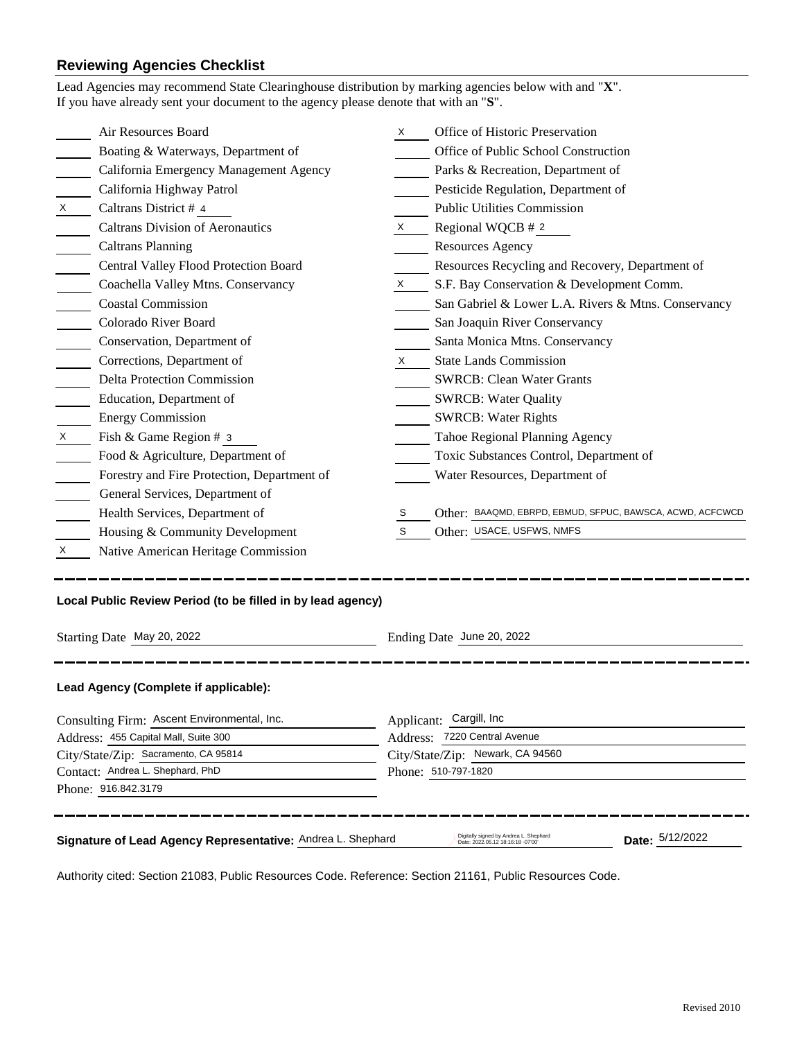## Reviewing Agencies Checklist

Lead Agencies may recommend State Clearinghouse distribution by marking agencies below with and "**X**".
If you have already sent your document to the agency please denote that with an "**S**".

| | | | |
|---|---|---|---|
| | Air Resources Board | X | Office of Historic Preservation |
| | Boating & Waterways, Department of | | Office of Public School Construction |
| | California Emergency Management Agency | | Parks & Recreation, Department of |
| | California Highway Patrol | | Pesticide Regulation, Department of |
| X | Caltrans District # 4 | | Public Utilities Commission |
| | Caltrans Division of Aeronautics | X | Regional WQCB # 2 |
| | Caltrans Planning | | Resources Agency |
| | Central Valley Flood Protection Board | | Resources Recycling and Recovery, Department of |
| | Coachella Valley Mtns. Conservancy | X | S.F. Bay Conservation & Development Comm. |
| | Coastal Commission | | San Gabriel & Lower L.A. Rivers & Mtns. Conservancy |
| | Colorado River Board | | San Joaquin River Conservancy |
| | Conservation, Department of | | Santa Monica Mtns. Conservancy |
| | Corrections, Department of | X | State Lands Commission |
| | Delta Protection Commission | | SWRCB: Clean Water Grants |
| | Education, Department of | | SWRCB: Water Quality |
| | Energy Commission | | SWRCB: Water Rights |
| X | Fish & Game Region # 3 | | Tahoe Regional Planning Agency |
| | Food & Agriculture, Department of | | Toxic Substances Control, Department of |
| | Forestry and Fire Protection, Department of | | Water Resources, Department of |
| | General Services, Department of | | |
| | Health Services, Department of | S | Other: BAAQMD, EBRPD, EBMUD, SFPUC, BAWSCA, ACWD, ACFCWCD |
| | Housing & Community Development | S | Other: USACE, USFWS, NMFS |
| X | Native American Heritage Commission | | |

**Local Public Review Period (to be filled in by lead agency)**

Starting Date May 20, 2022

Ending Date June 20, 2022

**Lead Agency (Complete if applicable):**

Consulting Firm: Ascent Environmental, Inc.
Address: 455 Capital Mall, Suite 300
City/State/Zip: Sacramento, CA 95814
Contact: Andrea L. Shephard, PhD
Phone: 916.842.3179

Applicant: Cargill, Inc
Address: 7220 Central Avenue
City/State/Zip: Newark, CA 94560
Phone: 510-797-1820

**Signature of Lead Agency Representative:** Andrea L. Shephard Digitally signed by Andrea L. Shephard Date: 2022.05.12 18:16:18 -07'00' **Date:** 5/12/2022

Authority cited: Section 21083, Public Resources Code. Reference: Section 21161, Public Resources Code.

Revised 2010